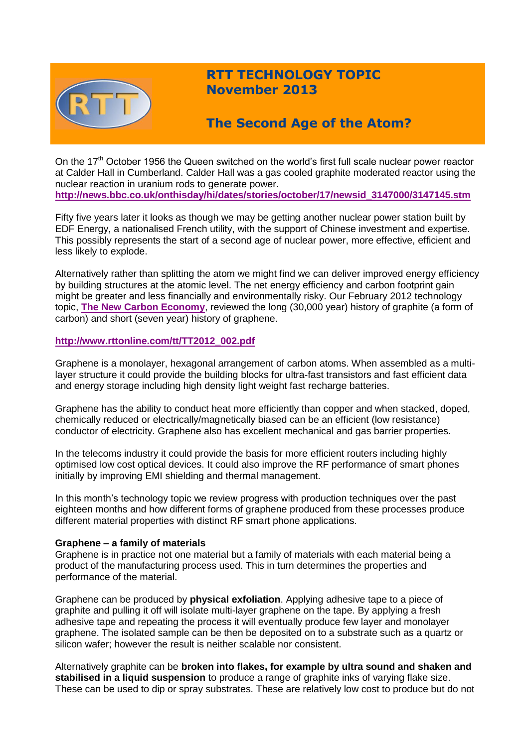# RTT TECHNOLOGY TOPIC
# November 2013

## The Second Age of the Atom?

On the 17th October 1956 the Queen switched on the world's first full scale nuclear power reactor at Calder Hall in Cumberland. Calder Hall was a gas cooled graphite moderated reactor using the nuclear reaction in uranium rods to generate power.
**http://news.bbc.co.uk/onthisday/hi/dates/stories/october/17/newsid_3147000/3147145.stm**

Fifty five years later it looks as though we may be getting another nuclear power station built by EDF Energy, a nationalised French utility, with the support of Chinese investment and expertise. This possibly represents the start of a second age of nuclear power, more effective, efficient and less likely to explode.

Alternatively rather than splitting the atom we might find we can deliver improved energy efficiency by building structures at the atomic level. The net energy efficiency and carbon footprint gain might be greater and less financially and environmentally risky. Our February 2012 technology topic, **The New Carbon Economy**, reviewed the long (30,000 year) history of graphite (a form of carbon) and short (seven year) history of graphene.

**http://www.rttonline.com/tt/TT2012_002.pdf**

Graphene is a monolayer, hexagonal arrangement of carbon atoms. When assembled as a multi-layer structure it could provide the building blocks for ultra-fast transistors and fast efficient data and energy storage including high density light weight fast recharge batteries.

Graphene has the ability to conduct heat more efficiently than copper and when stacked, doped, chemically reduced or electrically/magnetically biased can be an efficient (low resistance) conductor of electricity. Graphene also has excellent mechanical and gas barrier properties.

In the telecoms industry it could provide the basis for more efficient routers including highly optimised low cost optical devices. It could also improve the RF performance of smart phones initially by improving EMI shielding and thermal management.

In this month's technology topic we review progress with production techniques over the past eighteen months and how different forms of graphene produced from these processes produce different material properties with distinct RF smart phone applications.

**Graphene – a family of materials**
Graphene is in practice not one material but a family of materials with each material being a product of the manufacturing process used. This in turn determines the properties and performance of the material.

Graphene can be produced by **physical exfoliation**. Applying adhesive tape to a piece of graphite and pulling it off will isolate multi-layer graphene on the tape. By applying a fresh adhesive tape and repeating the process it will eventually produce few layer and monolayer graphene. The isolated sample can be then be deposited on to a substrate such as a quartz or silicon wafer; however the result is neither scalable nor consistent.

Alternatively graphite can be **broken into flakes, for example by ultra sound and shaken and stabilised in a liquid suspension** to produce a range of graphite inks of varying flake size. These can be used to dip or spray substrates. These are relatively low cost to produce but do not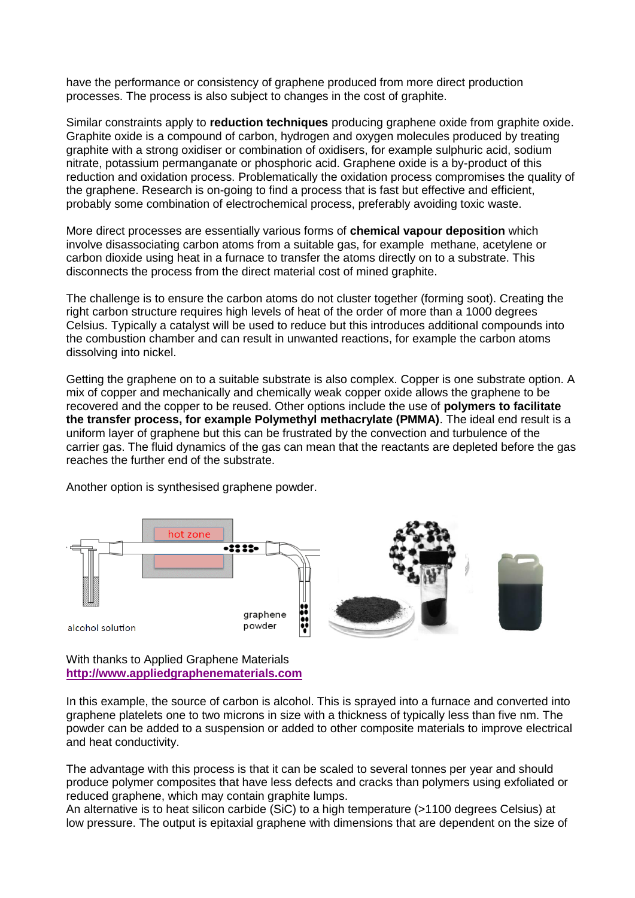have the performance or consistency of graphene produced from more direct production processes. The process is also subject to changes in the cost of graphite.

Similar constraints apply to **reduction techniques** producing graphene oxide from graphite oxide. Graphite oxide is a compound of carbon, hydrogen and oxygen molecules produced by treating graphite with a strong oxidiser or combination of oxidisers, for example sulphuric acid, sodium nitrate, potassium permanganate or phosphoric acid. Graphene oxide is a by-product of this reduction and oxidation process. Problematically the oxidation process compromises the quality of the graphene. Research is on-going to find a process that is fast but effective and efficient, probably some combination of electrochemical process, preferably avoiding toxic waste.

More direct processes are essentially various forms of **chemical vapour deposition** which involve disassociating carbon atoms from a suitable gas, for example methane, acetylene or carbon dioxide using heat in a furnace to transfer the atoms directly on to a substrate. This disconnects the process from the direct material cost of mined graphite.

The challenge is to ensure the carbon atoms do not cluster together (forming soot). Creating the right carbon structure requires high levels of heat of the order of more than a 1000 degrees Celsius. Typically a catalyst will be used to reduce but this introduces additional compounds into the combustion chamber and can result in unwanted reactions, for example the carbon atoms dissolving into nickel.

Getting the graphene on to a suitable substrate is also complex. Copper is one substrate option. A mix of copper and mechanically and chemically weak copper oxide allows the graphene to be recovered and the copper to be reused. Other options include the use of **polymers to facilitate the transfer process, for example Polymethyl methacrylate (PMMA)**. The ideal end result is a uniform layer of graphene but this can be frustrated by the convection and turbulence of the carrier gas. The fluid dynamics of the gas can mean that the reactants are depleted before the gas reaches the further end of the substrate.

Another option is synthesised graphene powder.

hot zone

alcohol solution

graphene powder

With thanks to Applied Graphene Materials
**http://www.appliedgraphenematerials.com**

In this example, the source of carbon is alcohol. This is sprayed into a furnace and converted into graphene platelets one to two microns in size with a thickness of typically less than five nm. The powder can be added to a suspension or added to other composite materials to improve electrical and heat conductivity.

The advantage with this process is that it can be scaled to several tonnes per year and should produce polymer composites that have less defects and cracks than polymers using exfoliated or reduced graphene, which may contain graphite lumps.
An alternative is to heat silicon carbide (SiC) to a high temperature (>1100 degrees Celsius) at low pressure. The output is epitaxial graphene with dimensions that are dependent on the size of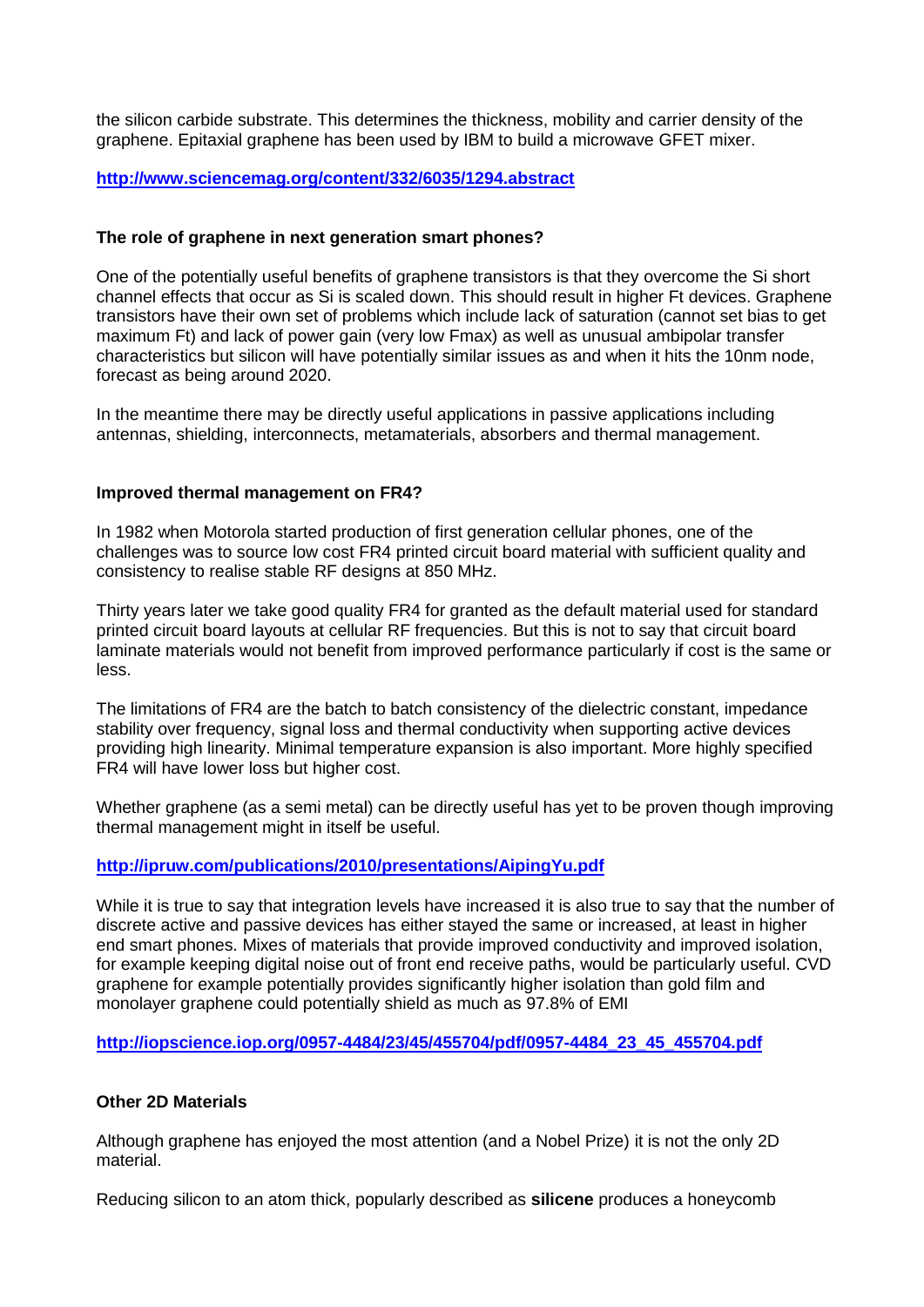the silicon carbide substrate. This determines the thickness, mobility and carrier density of the graphene. Epitaxial graphene has been used by IBM to build a microwave GFET mixer.

**http://www.sciencemag.org/content/332/6035/1294.abstract**

### The role of graphene in next generation smart phones?

One of the potentially useful benefits of graphene transistors is that they overcome the Si short channel effects that occur as Si is scaled down. This should result in higher Ft devices. Graphene transistors have their own set of problems which include lack of saturation (cannot set bias to get maximum Ft) and lack of power gain (very low Fmax) as well as unusual ambipolar transfer characteristics but silicon will have potentially similar issues as and when it hits the 10nm node, forecast as being around 2020.

In the meantime there may be directly useful applications in passive applications including antennas, shielding, interconnects, metamaterials, absorbers and thermal management.

### Improved thermal management on FR4?

In 1982 when Motorola started production of first generation cellular phones, one of the challenges was to source low cost FR4 printed circuit board material with sufficient quality and consistency to realise stable RF designs at 850 MHz.

Thirty years later we take good quality FR4 for granted as the default material used for standard printed circuit board layouts at cellular RF frequencies. But this is not to say that circuit board laminate materials would not benefit from improved performance particularly if cost is the same or less.

The limitations of FR4 are the batch to batch consistency of the dielectric constant, impedance stability over frequency, signal loss and thermal conductivity when supporting active devices providing high linearity. Minimal temperature expansion is also important. More highly specified FR4 will have lower loss but higher cost.

Whether graphene (as a semi metal) can be directly useful has yet to be proven though improving thermal management might in itself be useful.

**http://ipruw.com/publications/2010/presentations/AipingYu.pdf**

While it is true to say that integration levels have increased it is also true to say that the number of discrete active and passive devices has either stayed the same or increased, at least in higher end smart phones. Mixes of materials that provide improved conductivity and improved isolation, for example keeping digital noise out of front end receive paths, would be particularly useful. CVD graphene for example potentially provides significantly higher isolation than gold film and monolayer graphene could potentially shield as much as 97.8% of EMI

**http://iopscience.iop.org/0957-4484/23/45/455704/pdf/0957-4484_23_45_455704.pdf**

### Other 2D Materials

Although graphene has enjoyed the most attention (and a Nobel Prize) it is not the only 2D material.

Reducing silicon to an atom thick, popularly described as **silicene** produces a honeycomb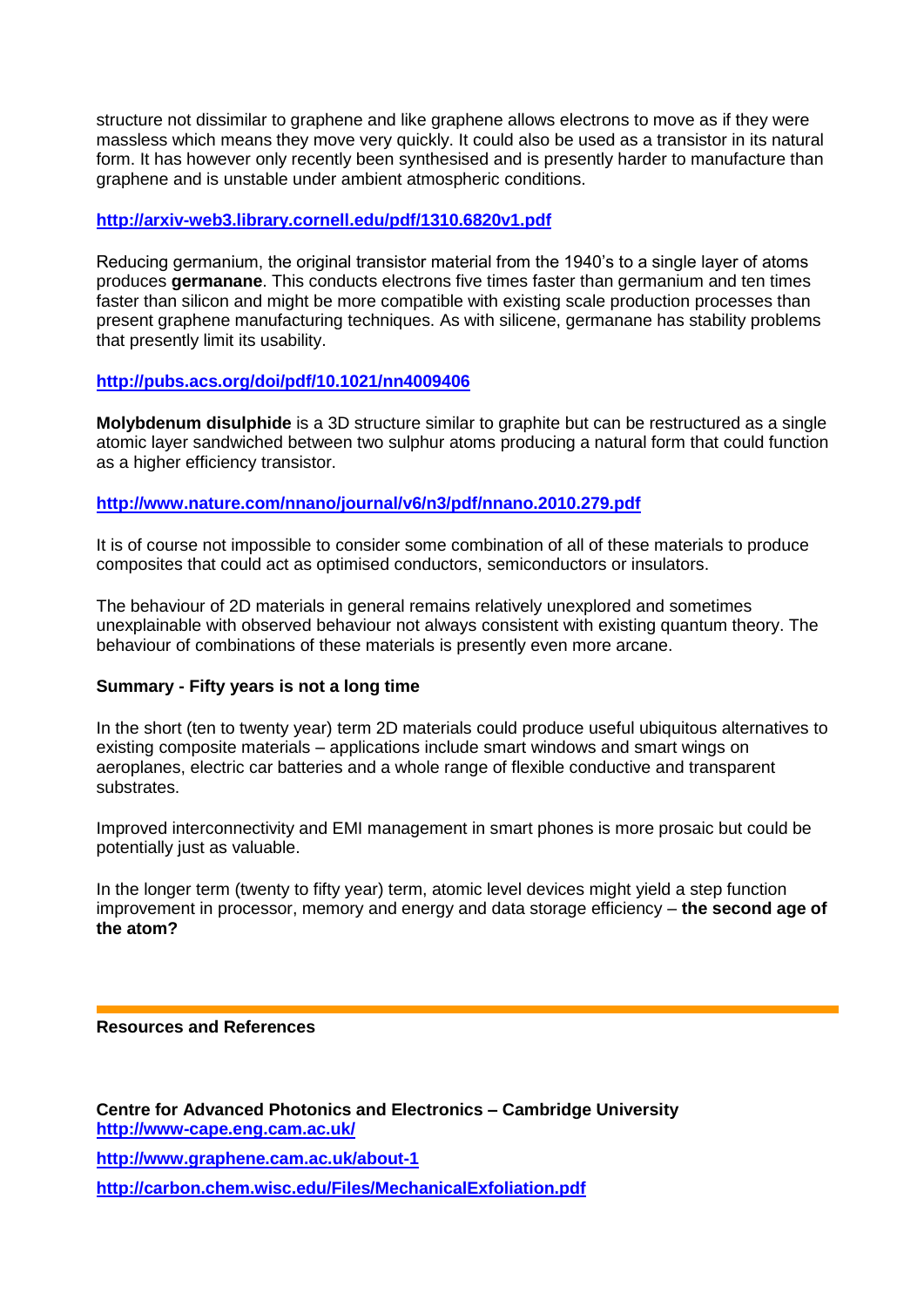structure not dissimilar to graphene and like graphene allows electrons to move as if they were massless which means they move very quickly. It could also be used as a transistor in its natural form. It has however only recently been synthesised and is presently harder to manufacture than graphene and is unstable under ambient atmospheric conditions.

**http://arxiv-web3.library.cornell.edu/pdf/1310.6820v1.pdf**

Reducing germanium, the original transistor material from the 1940's to a single layer of atoms produces **germanane**. This conducts electrons five times faster than germanium and ten times faster than silicon and might be more compatible with existing scale production processes than present graphene manufacturing techniques. As with silicene, germanane has stability problems that presently limit its usability.

**http://pubs.acs.org/doi/pdf/10.1021/nn4009406**

**Molybdenum disulphide** is a 3D structure similar to graphite but can be restructured as a single atomic layer sandwiched between two sulphur atoms producing a natural form that could function as a higher efficiency transistor.

**http://www.nature.com/nnano/journal/v6/n3/pdf/nnano.2010.279.pdf**

It is of course not impossible to consider some combination of all of these materials to produce composites that could act as optimised conductors, semiconductors or insulators.

The behaviour of 2D materials in general remains relatively unexplored and sometimes unexplainable with observed behaviour not always consistent with existing quantum theory. The behaviour of combinations of these materials is presently even more arcane.

**Summary - Fifty years is not a long time**

In the short (ten to twenty year) term 2D materials could produce useful ubiquitous alternatives to existing composite materials – applications include smart windows and smart wings on aeroplanes, electric car batteries and a whole range of flexible conductive and transparent substrates.

Improved interconnectivity and EMI management in smart phones is more prosaic but could be potentially just as valuable.

In the longer term (twenty to fifty year) term, atomic level devices might yield a step function improvement in processor, memory and energy and data storage efficiency – **the second age of the atom?**

---

**Resources and References**

**Centre for Advanced Photonics and Electronics – Cambridge University**
**http://www-cape.eng.cam.ac.uk/**

**http://www.graphene.cam.ac.uk/about-1**

**http://carbon.chem.wisc.edu/Files/MechanicalExfoliation.pdf**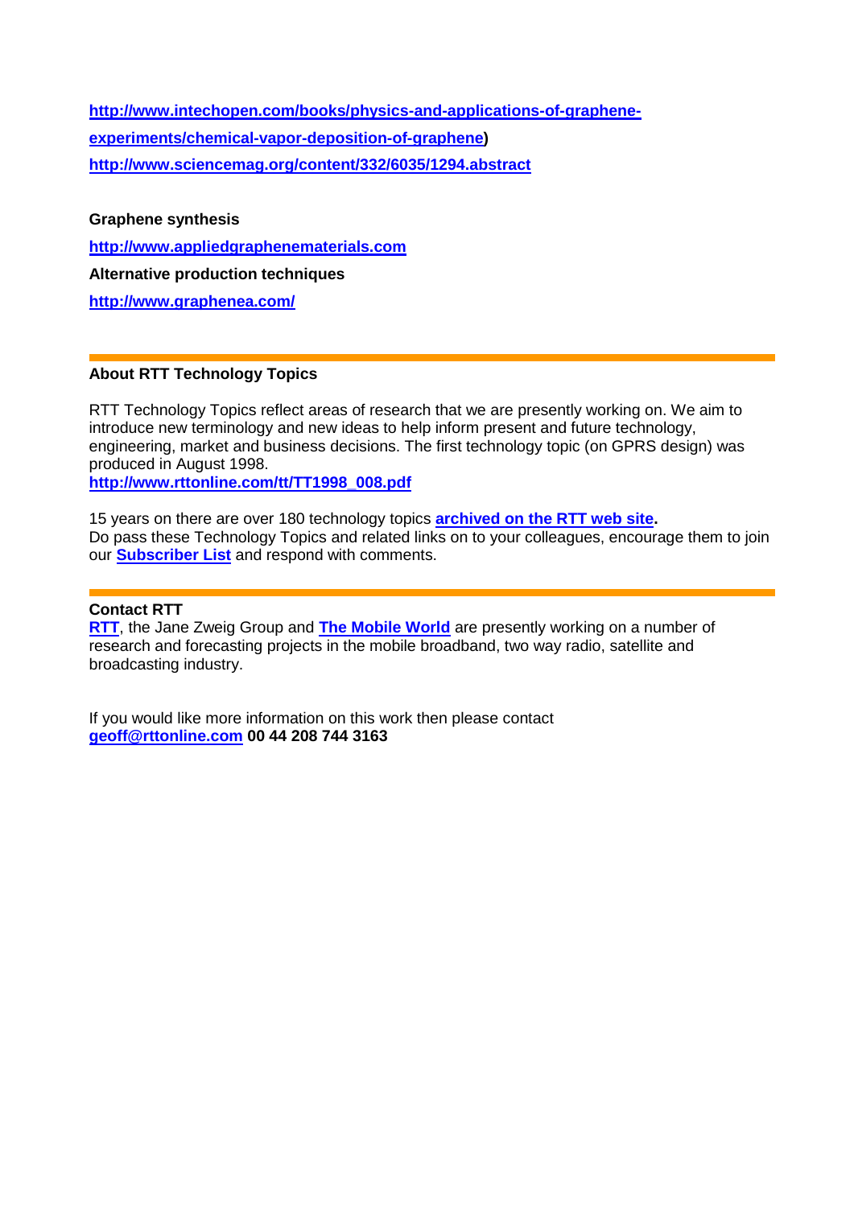**http://www.intechopen.com/books/physics-and-applications-of-graphene-experiments/chemical-vapor-deposition-of-graphene)**

**http://www.sciencemag.org/content/332/6035/1294.abstract**

**Graphene synthesis**

**http://www.appliedgraphenematerials.com**

**Alternative production techniques**

**http://www.graphenea.com/**

---

**About RTT Technology Topics**

RTT Technology Topics reflect areas of research that we are presently working on. We aim to introduce new terminology and new ideas to help inform present and future technology, engineering, market and business decisions. The first technology topic (on GPRS design) was produced in August 1998.
**http://www.rttonline.com/tt/TT1998_008.pdf**

15 years on there are over 180 technology topics **archived on the RTT web site.**
Do pass these Technology Topics and related links on to your colleagues, encourage them to join our **Subscriber List** and respond with comments.

---

**Contact RTT**
**RTT**, the Jane Zweig Group and **The Mobile World** are presently working on a number of research and forecasting projects in the mobile broadband, two way radio, satellite and broadcasting industry.

If you would like more information on this work then please contact
**geoff@rttonline.com 00 44 208 744 3163**